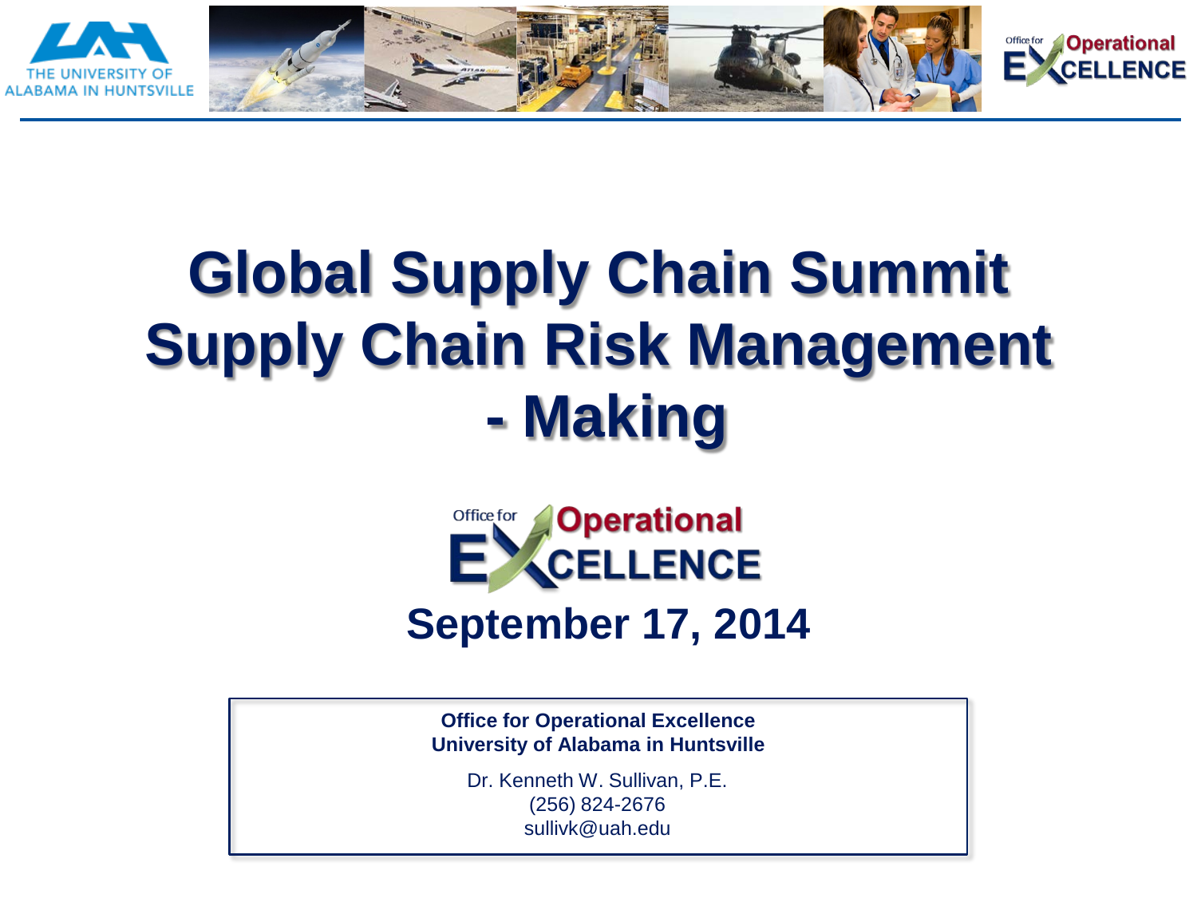# Global Supply Chain Summit Supply Chain Risk Management - Making

Office for Operational EXCELLENCE

**September 17, 2014**

**Office for Operational Excellence**
**University of Alabama in Huntsville**

Dr. Kenneth W. Sullivan, P.E.
(256) 824-2676
sullivk@uah.edu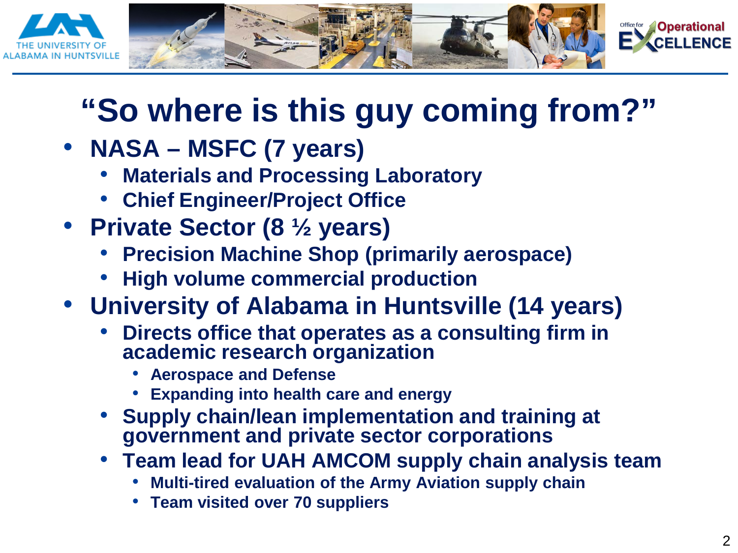# “So where is this guy coming from?”

- **NASA – MSFC (7 years)**
  - **Materials and Processing Laboratory**
  - **Chief Engineer/Project Office**
- **Private Sector (8 ½ years)**
  - **Precision Machine Shop (primarily aerospace)**
  - **High volume commercial production**
- **University of Alabama in Huntsville (14 years)**
  - **Directs office that operates as a consulting firm in academic research organization**
    - **Aerospace and Defense**
    - **Expanding into health care and energy**
  - **Supply chain/lean implementation and training at government and private sector corporations**
  - **Team lead for UAH AMCOM supply chain analysis team**
    - **Multi-tired evaluation of the Army Aviation supply chain**
    - **Team visited over 70 suppliers**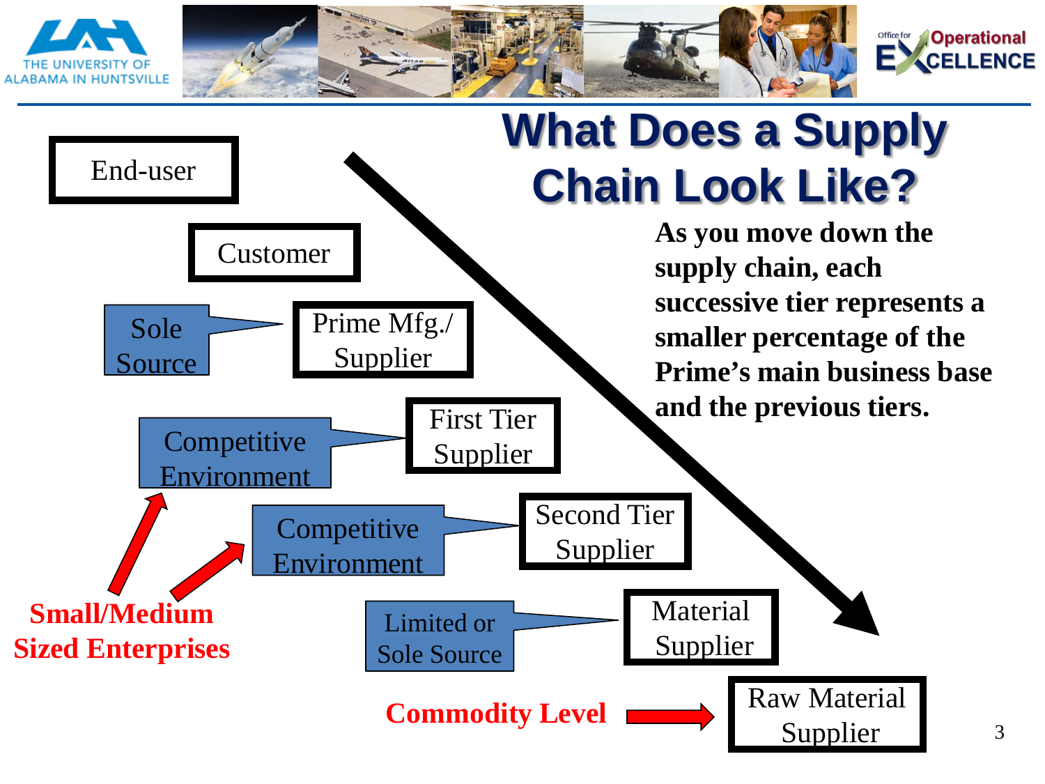# What Does a Supply Chain Look Like?

**As you move down the supply chain, each successive tier represents a smaller percentage of the Prime's main business base and the previous tiers.**

End-user

Customer

Sole Source → Prime Mfg./ Supplier

Competitive Environment → First Tier Supplier

Competitive Environment → Second Tier Supplier

Limited or Sole Source → Material Supplier

**Small/Medium Sized Enterprises**

**Commodity Level** → Raw Material Supplier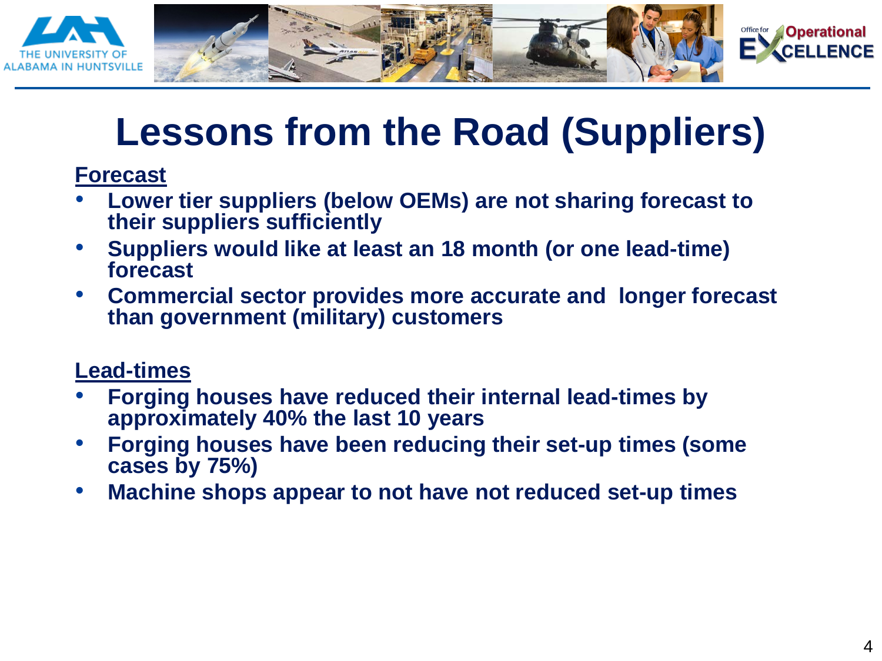# Lessons from the Road (Suppliers)

**Forecast**

- **Lower tier suppliers (below OEMs) are not sharing forecast to their suppliers sufficiently**
- **Suppliers would like at least an 18 month (or one lead-time) forecast**
- **Commercial sector provides more accurate and longer forecast than government (military) customers**

**Lead-times**

- **Forging houses have reduced their internal lead-times by approximately 40% the last 10 years**
- **Forging houses have been reducing their set-up times (some cases by 75%)**
- **Machine shops appear to not have not reduced set-up times**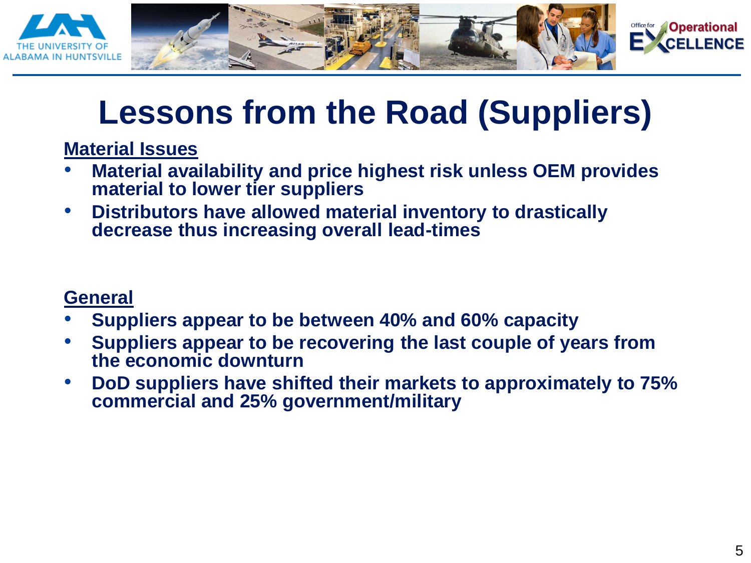# Lessons from the Road (Suppliers)

**Material Issues**

- **Material availability and price highest risk unless OEM provides material to lower tier suppliers**
- **Distributors have allowed material inventory to drastically decrease thus increasing overall lead-times**

**General**

- **Suppliers appear to be between 40% and 60% capacity**
- **Suppliers appear to be recovering the last couple of years from the economic downturn**
- **DoD suppliers have shifted their markets to approximately to 75% commercial and 25% government/military**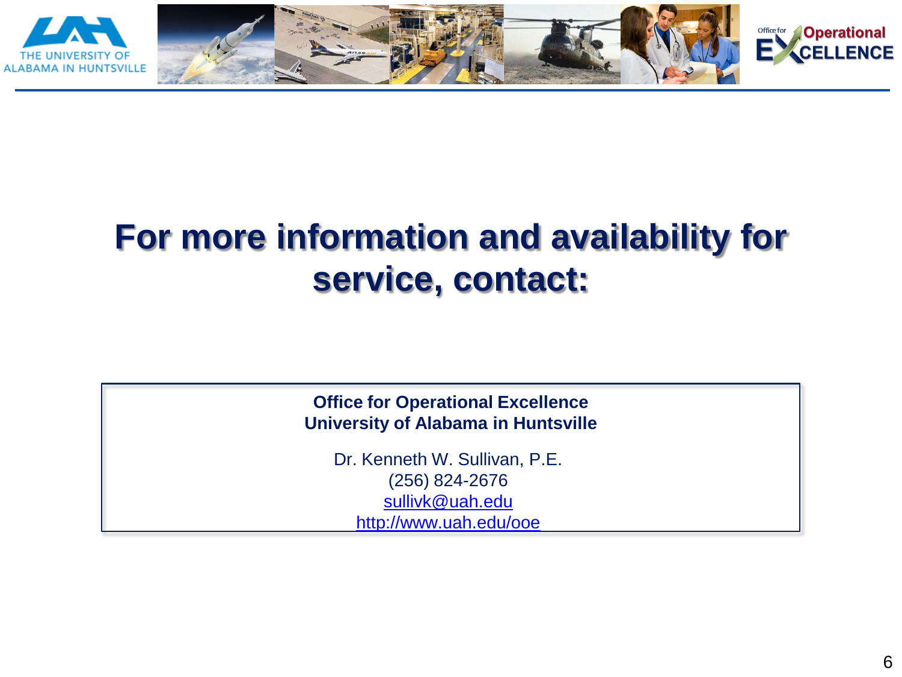# For more information and availability for service, contact:

**Office for Operational Excellence**
**University of Alabama in Huntsville**

Dr. Kenneth W. Sullivan, P.E.
(256) 824-2676
sullivk@uah.edu
http://www.uah.edu/ooe